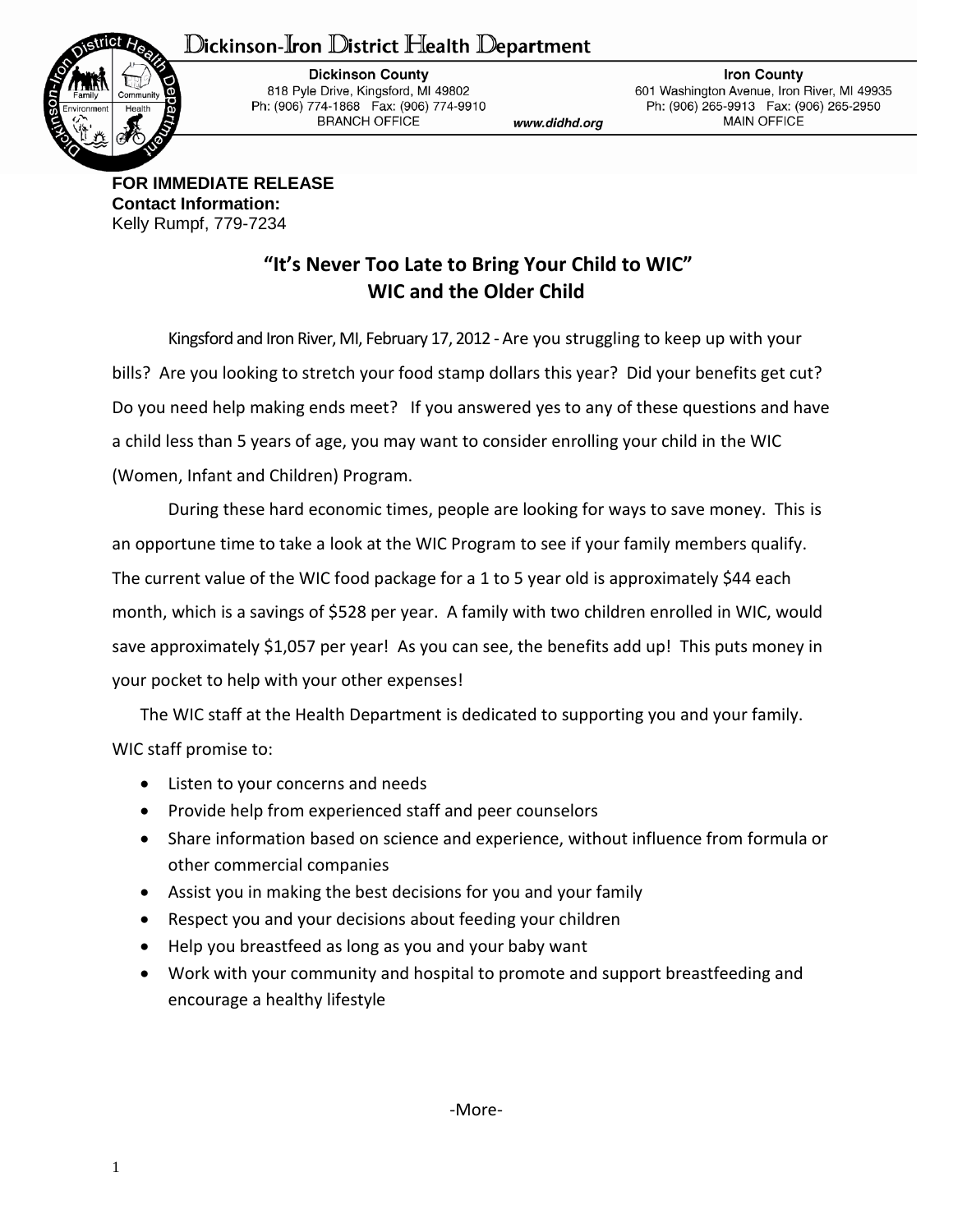# Dickinson-Iron District Health Department

**Dickinson County**
818 Pyle Drive, Kingsford, MI 49802
Ph: (906) 774-1868 Fax: (906) 774-9910
BRANCH OFFICE

www.didhd.org

**Iron County**
601 Washington Avenue, Iron River, MI 49935
Ph: (906) 265-9913 Fax: (906) 265-2950
MAIN OFFICE

**FOR IMMEDIATE RELEASE**
**Contact Information:**
Kelly Rumpf, 779-7234

## "It's Never Too Late to Bring Your Child to WIC"
## WIC and the Older Child

Kingsford and Iron River, MI, February 17, 2012 - Are you struggling to keep up with your bills? Are you looking to stretch your food stamp dollars this year? Did your benefits get cut? Do you need help making ends meet? If you answered yes to any of these questions and have a child less than 5 years of age, you may want to consider enrolling your child in the WIC (Women, Infant and Children) Program.

During these hard economic times, people are looking for ways to save money. This is an opportune time to take a look at the WIC Program to see if your family members qualify. The current value of the WIC food package for a 1 to 5 year old is approximately $44 each month, which is a savings of $528 per year. A family with two children enrolled in WIC, would save approximately $1,057 per year! As you can see, the benefits add up! This puts money in your pocket to help with your other expenses!

The WIC staff at the Health Department is dedicated to supporting you and your family. WIC staff promise to:

- Listen to your concerns and needs
- Provide help from experienced staff and peer counselors
- Share information based on science and experience, without influence from formula or other commercial companies
- Assist you in making the best decisions for you and your family
- Respect you and your decisions about feeding your children
- Help you breastfeed as long as you and your baby want
- Work with your community and hospital to promote and support breastfeeding and encourage a healthy lifestyle

-More-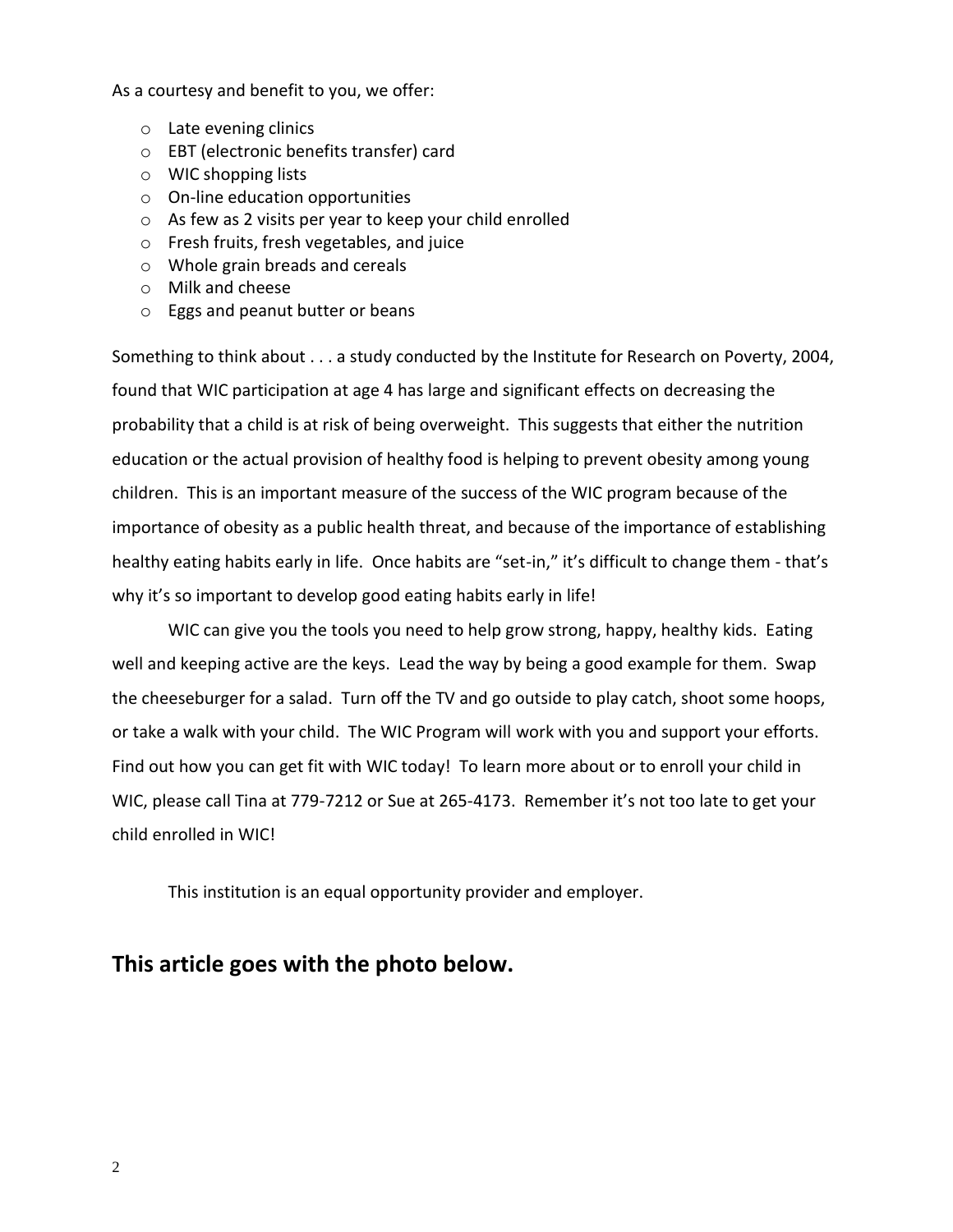As a courtesy and benefit to you, we offer:

- Late evening clinics
- EBT (electronic benefits transfer) card
- WIC shopping lists
- On-line education opportunities
- As few as 2 visits per year to keep your child enrolled
- Fresh fruits, fresh vegetables, and juice
- Whole grain breads and cereals
- Milk and cheese
- Eggs and peanut butter or beans

Something to think about . . . a study conducted by the Institute for Research on Poverty, 2004, found that WIC participation at age 4 has large and significant effects on decreasing the probability that a child is at risk of being overweight. This suggests that either the nutrition education or the actual provision of healthy food is helping to prevent obesity among young children. This is an important measure of the success of the WIC program because of the importance of obesity as a public health threat, and because of the importance of establishing healthy eating habits early in life. Once habits are "set-in," it's difficult to change them - that's why it's so important to develop good eating habits early in life!

WIC can give you the tools you need to help grow strong, happy, healthy kids. Eating well and keeping active are the keys. Lead the way by being a good example for them. Swap the cheeseburger for a salad. Turn off the TV and go outside to play catch, shoot some hoops, or take a walk with your child. The WIC Program will work with you and support your efforts. Find out how you can get fit with WIC today! To learn more about or to enroll your child in WIC, please call Tina at 779-7212 or Sue at 265-4173. Remember it's not too late to get your child enrolled in WIC!

This institution is an equal opportunity provider and employer.

## This article goes with the photo below.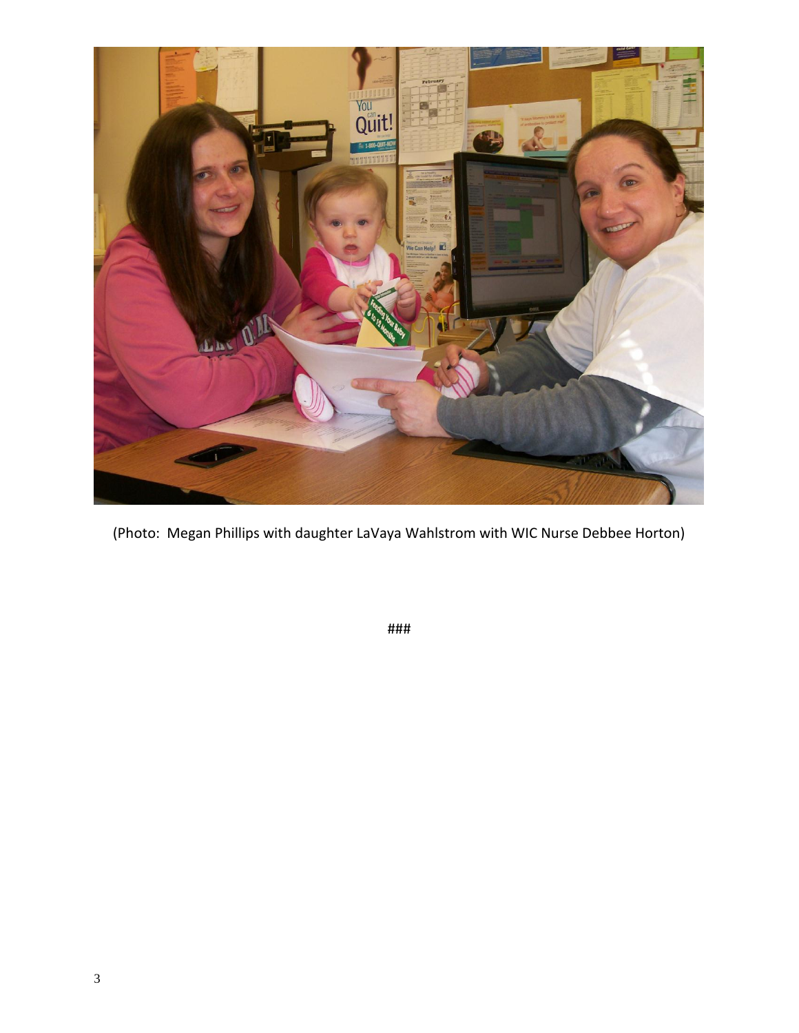(Photo: Megan Phillips with daughter LaVaya Wahlstrom with WIC Nurse Debbee Horton)

###